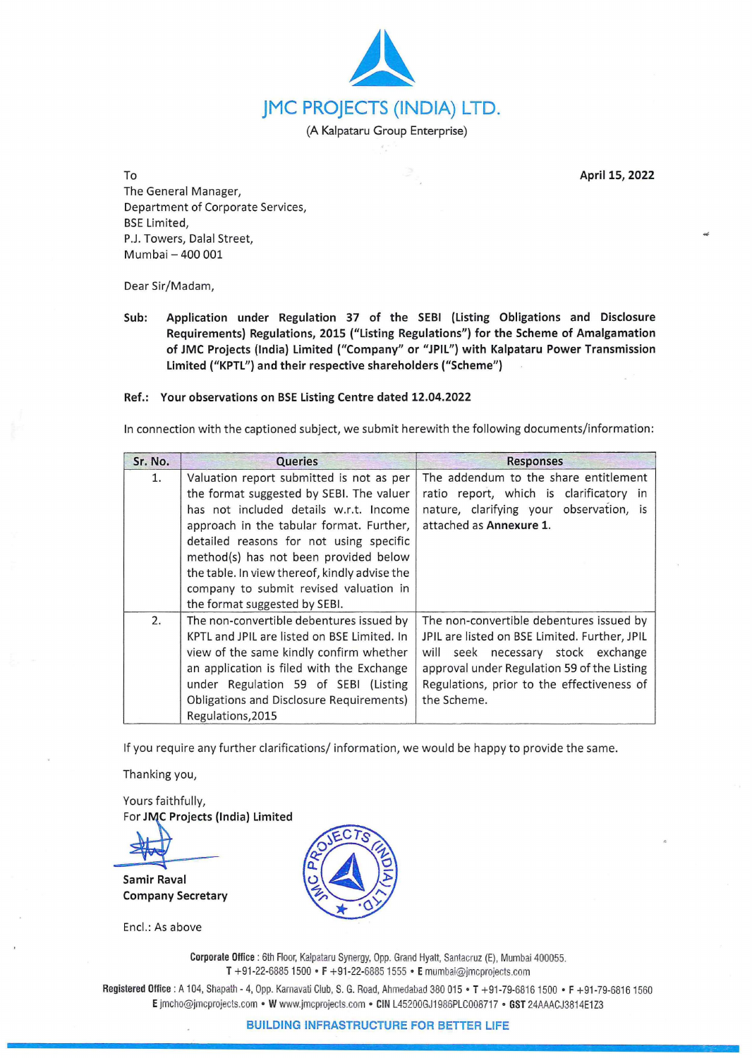# JMC PROJECTS (INDIA) LTD.

(A Kalpataru Group Enterprise)

To
The General Manager,
Department of Corporate Services,
BSE Limited,
P.J. Towers, Dalal Street,
Mumbai – 400 001

**April 15, 2022**

Dear Sir/Madam,

**Sub: Application under Regulation 37 of the SEBI (Listing Obligations and Disclosure Requirements) Regulations, 2015 ("Listing Regulations") for the Scheme of Amalgamation of JMC Projects (India) Limited ("Company" or "JPIL") with Kalpataru Power Transmission Limited ("KPTL") and their respective shareholders ("Scheme")**

**Ref.: Your observations on BSE Listing Centre dated 12.04.2022**

In connection with the captioned subject, we submit herewith the following documents/information:

| Sr. No. | Queries | Responses |
|---|---|---|
| 1. | Valuation report submitted is not as per the format suggested by SEBI. The valuer has not included details w.r.t. Income approach in the tabular format. Further, detailed reasons for not using specific method(s) has not been provided below the table. In view thereof, kindly advise the company to submit revised valuation in the format suggested by SEBI. | The addendum to the share entitlement ratio report, which is clarificatory in nature, clarifying your observation, is attached as **Annexure 1**. |
| 2. | The non-convertible debentures issued by KPTL and JPIL are listed on BSE Limited. In view of the same kindly confirm whether an application is filed with the Exchange under Regulation 59 of SEBI (Listing Obligations and Disclosure Requirements) Regulations,2015 | The non-convertible debentures issued by JPIL are listed on BSE Limited. Further, JPIL will seek necessary stock exchange approval under Regulation 59 of the Listing Regulations, prior to the effectiveness of the Scheme. |

If you require any further clarifications/ information, we would be happy to provide the same.

Thanking you,

Yours faithfully,
For **JMC Projects (India) Limited**

**Samir Raval**
**Company Secretary**

Encl.: As above

**Corporate Office** : 6th Floor, Kalpataru Synergy, Opp. Grand Hyatt, Santacruz (E), Mumbai 400055.
T +91-22-6885 1500 • F +91-22-6885 1555 • E mumbai@jmcprojects.com

**Registered Office** : A 104, Shapath - 4, Opp. Karnavati Club, S. G. Road, Ahmedabad 380 015 • T +91-79-6816 1500 • F +91-79-6816 1560
E jmcho@jmcprojects.com • W www.jmcprojects.com • CIN L45200GJ1986PLC008717 • GST 24AAACJ3814E1Z3

**BUILDING INFRASTRUCTURE FOR BETTER LIFE**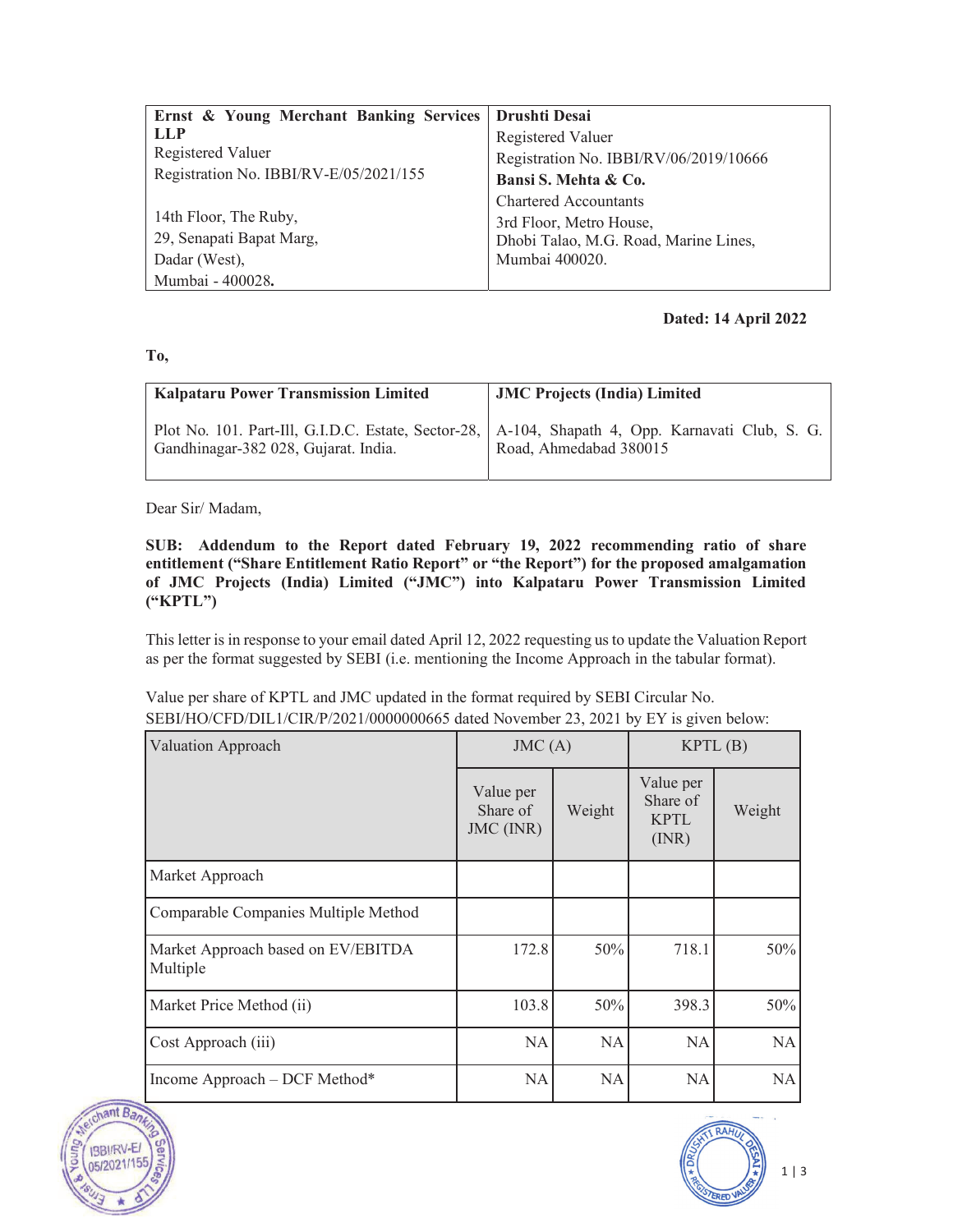| **Ernst & Young Merchant Banking Services LLP**<br>Registered Valuer<br>Registration No. IBBI/RV-E/05/2021/155<br><br>14th Floor, The Ruby,<br>29, Senapati Bapat Marg,<br>Dadar (West),<br>Mumbai - 400028. | **Drushti Desai**<br>Registered Valuer<br>Registration No. IBBI/RV/06/2019/10666<br>**Bansi S. Mehta & Co.**<br>Chartered Accountants<br>3rd Floor, Metro House,<br>Dhobi Talao, M.G. Road, Marine Lines,<br>Mumbai 400020. |
|---|---|

**Dated: 14 April 2022**

**To,**

| **Kalpataru Power Transmission Limited**<br><br>Plot No. 101. Part-Ill, G.I.D.C. Estate, Sector-28, Gandhinagar-382 028, Gujarat. India. | **JMC Projects (India) Limited**<br><br>A-104, Shapath 4, Opp. Karnavati Club, S. G. Road, Ahmedabad 380015 |
|---|---|

Dear Sir/ Madam,

**SUB: Addendum to the Report dated February 19, 2022 recommending ratio of share entitlement ("Share Entitlement Ratio Report" or "the Report") for the proposed amalgamation of JMC Projects (India) Limited ("JMC") into Kalpataru Power Transmission Limited ("KPTL")**

This letter is in response to your email dated April 12, 2022 requesting us to update the Valuation Report as per the format suggested by SEBI (i.e. mentioning the Income Approach in the tabular format).

Value per share of KPTL and JMC updated in the format required by SEBI Circular No. SEBI/HO/CFD/DIL1/CIR/P/2021/0000000665 dated November 23, 2021 by EY is given below:

| Valuation Approach | JMC (A) | | KPTL (B) | |
|---|---|---|---|---|
| | Value per Share of JMC (INR) | Weight | Value per Share of KPTL (INR) | Weight |
| Market Approach | | | | |
| Comparable Companies Multiple Method | | | | |
| Market Approach based on EV/EBITDA Multiple | 172.8 | 50% | 718.1 | 50% |
| Market Price Method (ii) | 103.8 | 50% | 398.3 | 50% |
| Cost Approach (iii) | NA | NA | NA | NA |
| Income Approach – DCF Method* | NA | NA | NA | NA |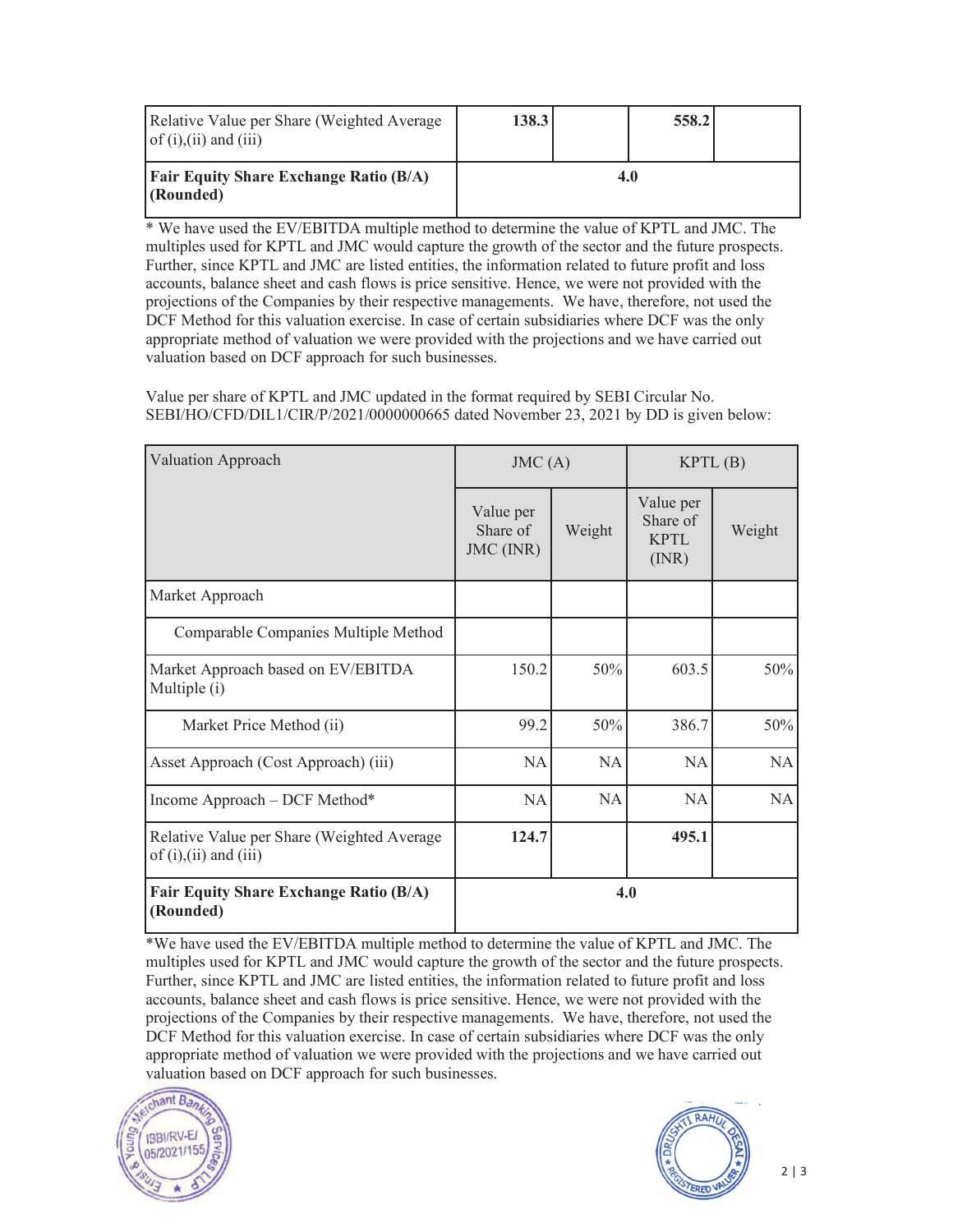| Relative Value per Share (Weighted Average of (i),(ii) and (iii) | **138.3** | | **558.2** | |
|---|---|---|---|---|
| **Fair Equity Share Exchange Ratio (B/A) (Rounded)** | **4.0** | | | |

* We have used the EV/EBITDA multiple method to determine the value of KPTL and JMC. The multiples used for KPTL and JMC would capture the growth of the sector and the future prospects. Further, since KPTL and JMC are listed entities, the information related to future profit and loss accounts, balance sheet and cash flows is price sensitive. Hence, we were not provided with the projections of the Companies by their respective managements. We have, therefore, not used the DCF Method for this valuation exercise. In case of certain subsidiaries where DCF was the only appropriate method of valuation we were provided with the projections and we have carried out valuation based on DCF approach for such businesses.

Value per share of KPTL and JMC updated in the format required by SEBI Circular No. SEBI/HO/CFD/DIL1/CIR/P/2021/0000000665 dated November 23, 2021 by DD is given below:

| Valuation Approach | JMC (A) | | KPTL (B) | |
|---|---|---|---|---|
| | Value per Share of JMC (INR) | Weight | Value per Share of KPTL (INR) | Weight |
| Market Approach | | | | |
| Comparable Companies Multiple Method | | | | |
| Market Approach based on EV/EBITDA Multiple (i) | 150.2 | 50% | 603.5 | 50% |
| Market Price Method (ii) | 99.2 | 50% | 386.7 | 50% |
| Asset Approach (Cost Approach) (iii) | NA | NA | NA | NA |
| Income Approach – DCF Method* | NA | NA | NA | NA |
| Relative Value per Share (Weighted Average of (i),(ii) and (iii) | **124.7** | | **495.1** | |
| **Fair Equity Share Exchange Ratio (B/A) (Rounded)** | **4.0** | | | |

*We have used the EV/EBITDA multiple method to determine the value of KPTL and JMC. The multiples used for KPTL and JMC would capture the growth of the sector and the future prospects. Further, since KPTL and JMC are listed entities, the information related to future profit and loss accounts, balance sheet and cash flows is price sensitive. Hence, we were not provided with the projections of the Companies by their respective managements. We have, therefore, not used the DCF Method for this valuation exercise. In case of certain subsidiaries where DCF was the only appropriate method of valuation we were provided with the projections and we have carried out valuation based on DCF approach for such businesses.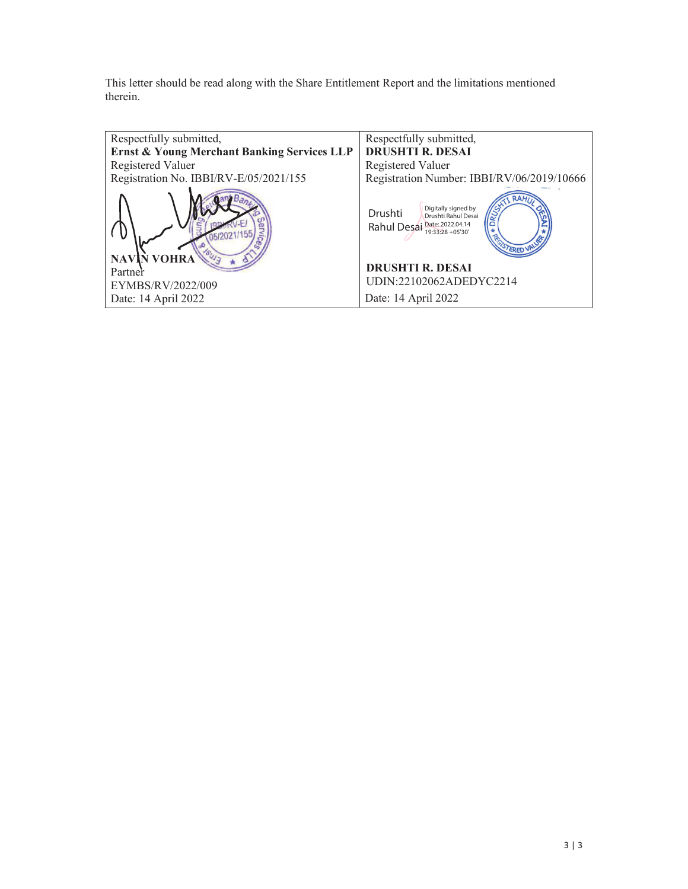This letter should be read along with the Share Entitlement Report and the limitations mentioned therein.

| | |
|---|---|
| Respectfully submitted,<br>**Ernst & Young Merchant Banking Services LLP**<br>Registered Valuer<br>Registration No. IBBI/RV-E/05/2021/155 | Respectfully submitted,<br>**DRUSHTI R. DESAI**<br>Registered Valuer<br>Registration Number: IBBI/RV/06/2019/10666 |
| | Drushti Rahul Desai<br>Digitally signed by Drushti Rahul Desai<br>Date: 2022.04.14 19:33:28 +05'30' |
| **NAVIN VOHRA**<br>Partner<br>EYMBS/RV/2022/009<br>Date: 14 April 2022 | **DRUSHTI R. DESAI**<br>UDIN:22102062ADEDYC2214<br>Date: 14 April 2022 |